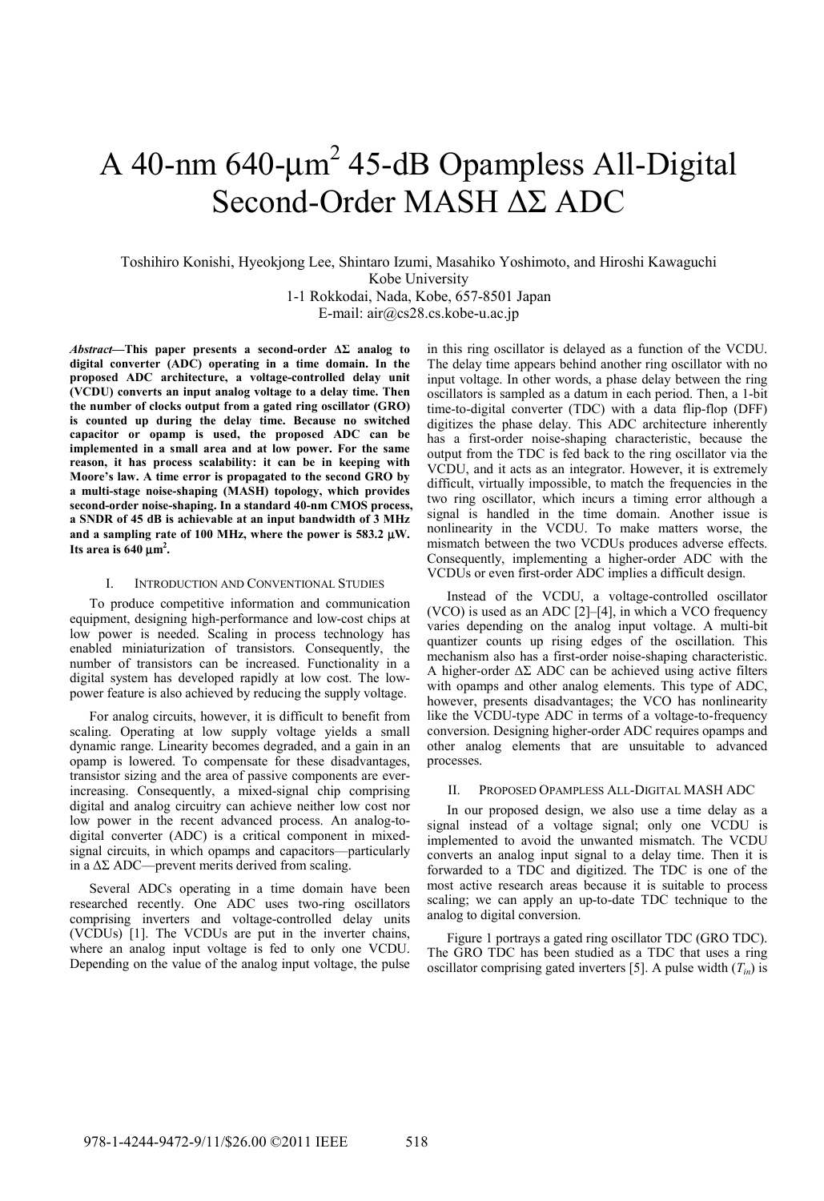# A 40-nm 640-$\mu m^2$ 45-dB Opampless All-Digital Second-Order MASH ΔΣ ADC

Toshihiro Konishi, Hyeokjong Lee, Shintaro Izumi, Masahiko Yoshimoto, and Hiroshi Kawaguchi
Kobe University
1-1 Rokkodai, Nada, Kobe, 657-8501 Japan
E-mail: air@cs28.cs.kobe-u.ac.jp

***Abstract*—This paper presents a second-order ΔΣ analog to digital converter (ADC) operating in a time domain. In the proposed ADC architecture, a voltage-controlled delay unit (VCDU) converts an input analog voltage to a delay time. Then the number of clocks output from a gated ring oscillator (GRO) is counted up during the delay time. Because no switched capacitor or opamp is used, the proposed ADC can be implemented in a small area and at low power. For the same reason, it has process scalability: it can be in keeping with Moore's law. A time error is propagated to the second GRO by a multi-stage noise-shaping (MASH) topology, which provides second-order noise-shaping. In a standard 40-nm CMOS process, a SNDR of 45 dB is achievable at an input bandwidth of 3 MHz and a sampling rate of 100 MHz, where the power is 583.2 μW. Its area is 640 $\mu m^2$.**

## I. Introduction and Conventional Studies

To produce competitive information and communication equipment, designing high-performance and low-cost chips at low power is needed. Scaling in process technology has enabled miniaturization of transistors. Consequently, the number of transistors can be increased. Functionality in a digital system has developed rapidly at low cost. The low-power feature is also achieved by reducing the supply voltage.

For analog circuits, however, it is difficult to benefit from scaling. Operating at low supply voltage yields a small dynamic range. Linearity becomes degraded, and a gain in an opamp is lowered. To compensate for these disadvantages, transistor sizing and the area of passive components are ever-increasing. Consequently, a mixed-signal chip comprising digital and analog circuitry can achieve neither low cost nor low power in the recent advanced process. An analog-to-digital converter (ADC) is a critical component in mixed-signal circuits, in which opamps and capacitors—particularly in a ΔΣ ADC—prevent merits derived from scaling.

Several ADCs operating in a time domain have been researched recently. One ADC uses two-ring oscillators comprising inverters and voltage-controlled delay units (VCDUs) [1]. The VCDUs are put in the inverter chains, where an analog input voltage is fed to only one VCDU. Depending on the value of the analog input voltage, the pulse in this ring oscillator is delayed as a function of the VCDU. The delay time appears behind another ring oscillator with no input voltage. In other words, a phase delay between the ring oscillators is sampled as a datum in each period. Then, a 1-bit time-to-digital converter (TDC) with a data flip-flop (DFF) digitizes the phase delay. This ADC architecture inherently has a first-order noise-shaping characteristic, because the output from the TDC is fed back to the ring oscillator via the VCDU, and it acts as an integrator. However, it is extremely difficult, virtually impossible, to match the frequencies in the two ring oscillator, which incurs a timing error although a signal is handled in the time domain. Another issue is nonlinearity in the VCDU. To make matters worse, the mismatch between the two VCDUs produces adverse effects. Consequently, implementing a higher-order ADC with the VCDUs or even first-order ADC implies a difficult design.

Instead of the VCDU, a voltage-controlled oscillator (VCO) is used as an ADC [2]–[4], in which a VCO frequency varies depending on the analog input voltage. A multi-bit quantizer counts up rising edges of the oscillation. This mechanism also has a first-order noise-shaping characteristic. A higher-order ΔΣ ADC can be achieved using active filters with opamps and other analog elements. This type of ADC, however, presents disadvantages; the VCO has nonlinearity like the VCDU-type ADC in terms of a voltage-to-frequency conversion. Designing higher-order ADC requires opamps and other analog elements that are unsuitable to advanced processes.

## II. Proposed Opampless All-Digital MASH ADC

In our proposed design, we also use a time delay as a signal instead of a voltage signal; only one VCDU is implemented to avoid the unwanted mismatch. The VCDU converts an analog input signal to a delay time. Then it is forwarded to a TDC and digitized. The TDC is one of the most active research areas because it is suitable to process scaling; we can apply an up-to-date TDC technique to the analog to digital conversion.

Figure 1 portrays a gated ring oscillator TDC (GRO TDC). The GRO TDC has been studied as a TDC that uses a ring oscillator comprising gated inverters [5]. A pulse width ($T_{in}$) is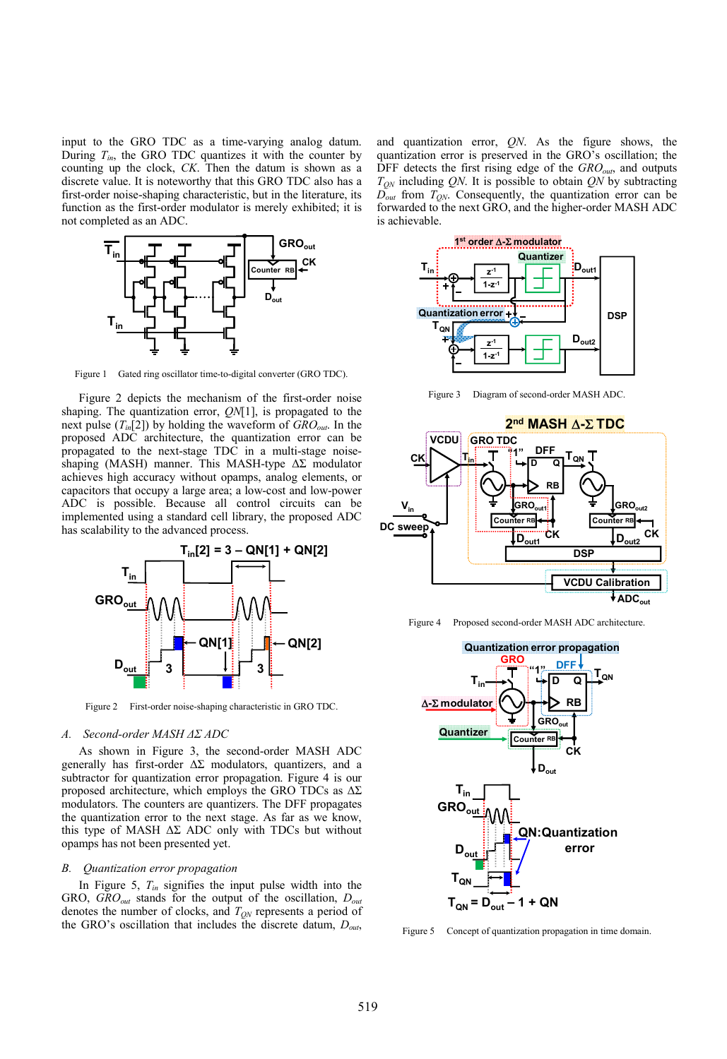input to the GRO TDC as a time-varying analog datum. During $T_{in}$, the GRO TDC quantizes it with the counter by counting up the clock, $CK$. Then the datum is shown as a discrete value. It is noteworthy that this GRO TDC also has a first-order noise-shaping characteristic, but in the literature, its function as the first-order modulator is merely exhibited; it is not completed as an ADC.

Figure 1 Gated ring oscillator time-to-digital converter (GRO TDC).

Figure 2 depicts the mechanism of the first-order noise shaping. The quantization error, $QN[1]$, is propagated to the next pulse ($T_{in}[2]$) by holding the waveform of $GRO_{out}$. In the proposed ADC architecture, the quantization error can be propagated to the next-stage TDC in a multi-stage noise-shaping (MASH) manner. This MASH-type ΔΣ modulator achieves high accuracy without opamps, analog elements, or capacitors that occupy a large area; a low-cost and low-power ADC is possible. Because all control circuits can be implemented using a standard cell library, the proposed ADC has scalability to the advanced process.

Figure 2 First-order noise-shaping characteristic in GRO TDC.

### *A. Second-order MASH ΔΣ ADC*

As shown in Figure 3, the second-order MASH ADC generally has first-order ΔΣ modulators, quantizers, and a subtractor for quantization error propagation. Figure 4 is our proposed architecture, which employs the GRO TDCs as ΔΣ modulators. The counters are quantizers. The DFF propagates the quantization error to the next stage. As far as we know, this type of MASH ΔΣ ADC only with TDCs but without opamps has not been presented yet.

### *B. Quantization error propagation*

In Figure 5, $T_{in}$ signifies the input pulse width into the GRO, $GRO_{out}$ stands for the output of the oscillation, $D_{out}$ denotes the number of clocks, and $T_{QN}$ represents a period of the GRO's oscillation that includes the discrete datum, $D_{out}$, and quantization error, $QN$. As the figure shows, the quantization error is preserved in the GRO's oscillation; the DFF detects the first rising edge of the $GRO_{out}$, and outputs $T_{QN}$ including $QN$. It is possible to obtain $QN$ by subtracting $D_{out}$ from $T_{QN}$. Consequently, the quantization error can be forwarded to the next GRO, and the higher-order MASH ADC is achievable.

Figure 3 Diagram of second-order MASH ADC.

Figure 4 Proposed second-order MASH ADC architecture.

Figure 5 Concept of quantization propagation in time domain.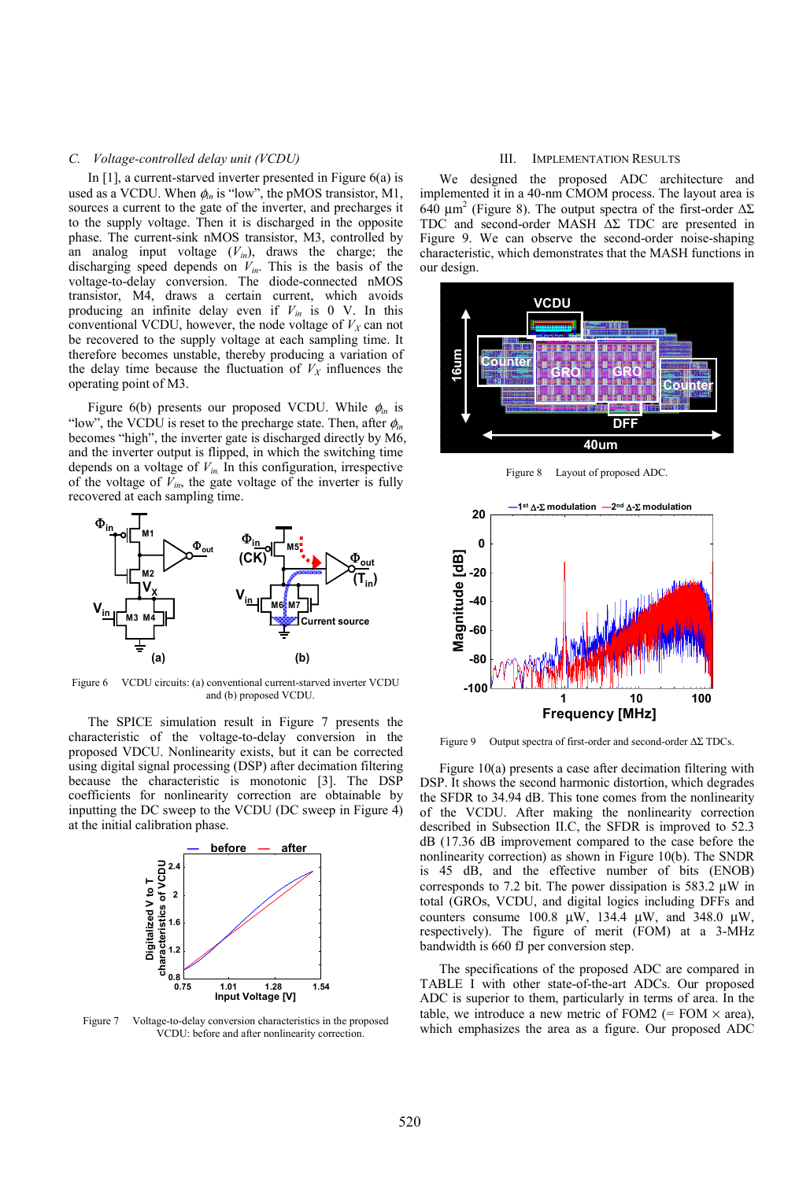### C. Voltage-controlled delay unit (VCDU)

In [1], a current-starved inverter presented in Figure 6(a) is used as a VCDU. When $\phi_{in}$ is "low", the pMOS transistor, M1, sources a current to the gate of the inverter, and precharges it to the supply voltage. Then it is discharged in the opposite phase. The current-sink nMOS transistor, M3, controlled by an analog input voltage ($V_{in}$), draws the charge; the discharging speed depends on $V_{in}$. This is the basis of the voltage-to-delay conversion. The diode-connected nMOS transistor, M4, draws a certain current, which avoids producing an infinite delay even if $V_{in}$ is 0 V. In this conventional VCDU, however, the node voltage of $V_X$ can not be recovered to the supply voltage at each sampling time. It therefore becomes unstable, thereby producing a variation of the delay time because the fluctuation of $V_X$ influences the operating point of M3.

Figure 6(b) presents our proposed VCDU. While $\phi_{in}$ is "low", the VCDU is reset to the precharge state. Then, after $\phi_{in}$ becomes "high", the inverter gate is discharged directly by M6, and the inverter output is flipped, in which the switching time depends on a voltage of $V_{in}$. In this configuration, irrespective of the voltage of $V_{in}$, the gate voltage of the inverter is fully recovered at each sampling time.

Figure 6 VCDU circuits: (a) conventional current-starved inverter VCDU and (b) proposed VCDU.

The SPICE simulation result in Figure 7 presents the characteristic of the voltage-to-delay conversion in the proposed VCDU. Nonlinearity exists, but it can be corrected using digital signal processing (DSP) after decimation filtering because the characteristic is monotonic [3]. The DSP coefficients for nonlinearity correction are obtainable by inputting the DC sweep to the VCDU (DC sweep in Figure 4) at the initial calibration phase.

Figure 7 Voltage-to-delay conversion characteristics in the proposed VCDU: before and after nonlinearity correction.

## III. Implementation Results

We designed the proposed ADC architecture and implemented it in a 40-nm CMOM process. The layout area is 640 μm$^2$ (Figure 8). The output spectra of the first-order ΔΣ TDC and second-order MASH ΔΣ TDC are presented in Figure 9. We can observe the second-order noise-shaping characteristic, which demonstrates that the MASH functions in our design.

Figure 8 Layout of proposed ADC.

Figure 9 Output spectra of first-order and second-order ΔΣ TDCs.

Figure 10(a) presents a case after decimation filtering with DSP. It shows the second harmonic distortion, which degrades the SFDR to 34.94 dB. This tone comes from the nonlinearity of the VCDU. After making the nonlinearity correction described in Subsection II.C, the SFDR is improved to 52.3 dB (17.36 dB improvement compared to the case before the nonlinearity correction) as shown in Figure 10(b). The SNDR is 45 dB, and the effective number of bits (ENOB) corresponds to 7.2 bit. The power dissipation is 583.2 μW in total (GROs, VCDU, and digital logics including DFFs and counters consume 100.8 μW, 134.4 μW, and 348.0 μW, respectively). The figure of merit (FOM) at a 3-MHz bandwidth is 660 fJ per conversion step.

The specifications of the proposed ADC are compared in TABLE I with other state-of-the-art ADCs. Our proposed ADC is superior to them, particularly in terms of area. In the table, we introduce a new metric of FOM2 (= FOM × area), which emphasizes the area as a figure. Our proposed ADC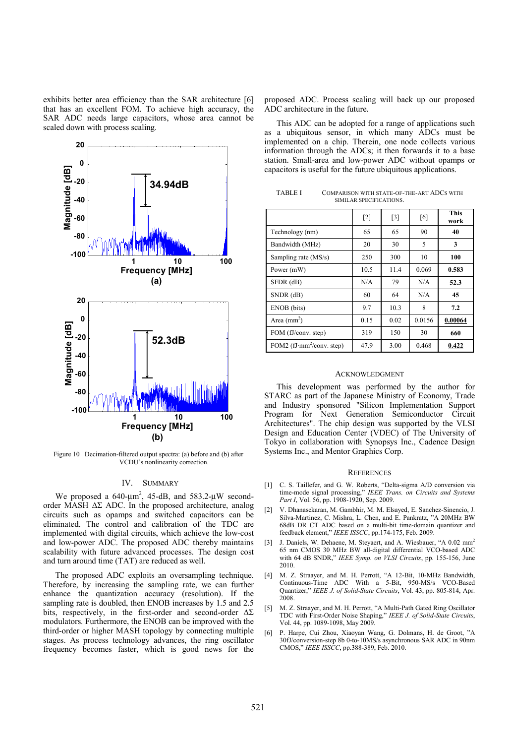exhibits better area efficiency than the SAR architecture [6] that has an excellent FOM. To achieve high accuracy, the SAR ADC needs large capacitors, whose area cannot be scaled down with process scaling.

(a)
Magnitude [dB]
20
0
-20
-40
-60
-80
-100
34.94dB
1
10
100
Frequency [MHz]

(b)
Magnitude [dB]
20
0
-20
-40
-60
-80
-100
52.3dB
1
10
100
Frequency [MHz]

Figure 10 Decimation-filtered output spectra: (a) before and (b) after VCDU's nonlinearity correction.

## IV. SUMMARY

We proposed a 640-μm$^2$, 45-dB, and 583.2-μW second-order MASH ΔΣ ADC. In the proposed architecture, analog circuits such as opamps and switched capacitors can be eliminated. The control and calibration of the TDC are implemented with digital circuits, which achieve the low-cost and low-power ADC. The proposed ADC thereby maintains scalability with future advanced processes. The design cost and turn around time (TAT) are reduced as well.

The proposed ADC exploits an oversampling technique. Therefore, by increasing the sampling rate, we can further enhance the quantization accuracy (resolution). If the sampling rate is doubled, then ENOB increases by 1.5 and 2.5 bits, respectively, in the first-order and second-order ΔΣ modulators. Furthermore, the ENOB can be improved with the third-order or higher MASH topology by connecting multiple stages. As process technology advances, the ring oscillator frequency becomes faster, which is good news for the proposed ADC. Process scaling will back up our proposed ADC architecture in the future.

This ADC can be adopted for a range of applications such as a ubiquitous sensor, in which many ADCs must be implemented on a chip. Therein, one node collects various information through the ADCs; it then forwards it to a base station. Small-area and low-power ADC without opamps or capacitors is useful for the future ubiquitous applications.

TABLE I COMPARISON WITH STATE-OF-THE-ART ADCS WITH SIMILAR SPECIFICATIONS.

| | [2] | [3] | [6] | **This work** |
|---|---|---|---|---|
| Technology (nm) | 65 | 65 | 90 | **40** |
| Bandwidth (MHz) | 20 | 30 | 5 | **3** |
| Sampling rate (MS/s) | 250 | 300 | 10 | **100** |
| Power (mW) | 10.5 | 11.4 | 0.069 | **0.583** |
| SFDR (dB) | N/A | 79 | N/A | **52.3** |
| SNDR (dB) | 60 | 64 | N/A | **45** |
| ENOB (bits) | 9.7 | 10.3 | 8 | **7.2** |
| Area (mm$^2$) | 0.15 | 0.02 | 0.0156 | **0.00064** |
| FOM (fJ/conv. step) | 319 | 150 | 30 | **660** |
| FOM2 (fJ·mm$^2$/conv. step) | 47.9 | 3.00 | 0.468 | **0.422** |

## ACKNOWLEDGMENT

This development was performed by the author for STARC as part of the Japanese Ministry of Economy, Trade and Industry sponsored "Silicon Implementation Support Program for Next Generation Semiconductor Circuit Architectures". The chip design was supported by the VLSI Design and Education Center (VDEC) of The University of Tokyo in collaboration with Synopsys Inc., Cadence Design Systems Inc., and Mentor Graphics Corp.

## REFERENCES

[1] C. S. Taillefer, and G. W. Roberts, "Delta-sigma A/D conversion via time-mode signal processing," *IEEE Trans. on Circuits and Systems Part I*, Vol. 56, pp. 1908-1920, Sep. 2009.

[2] V. Dhanasekaran, M. Gambhir, M. M. Elsayed, E. Sanchez-Sinencio, J. Silva-Martinez, C. Mishra, L. Chen, and E. Pankratz, "A 20MHz BW 68dB DR CT ADC based on a multi-bit time-domain quantizer and feedback element," *IEEE ISSCC*, pp.174-175, Feb. 2009.

[3] J. Daniels, W. Dehaene, M. Steyaert, and A. Wiesbauer, "A 0.02 mm$^2$ 65 nm CMOS 30 MHz BW all-digital differential VCO-based ADC with 64 dB SNDR," *IEEE Symp. on VLSI Circuits*, pp. 155-156, June 2010.

[4] M. Z. Straayer, and M. H. Perrott, "A 12-Bit, 10-MHz Bandwidth, Continuous-Time ADC With a 5-Bit, 950-MS/s VCO-Based Quantizer," *IEEE J. of Solid-State Circuits*, Vol. 43, pp. 805-814, Apr. 2008.

[5] M. Z. Straayer, and M. H. Perrott, "A Multi-Path Gated Ring Oscillator TDC with First-Order Noise Shaping," *IEEE J. of Solid-State Circuits*, Vol. 44, pp. 1089-1098, May 2009.

[6] P. Harpe, Cui Zhou, Xiaoyan Wang, G. Dolmans, H. de Groot, "A 30fJ/conversion-step 8b 0-to-10MS/s asynchronous SAR ADC in 90nm CMOS," *IEEE ISSCC*, pp.388-389, Feb. 2010.